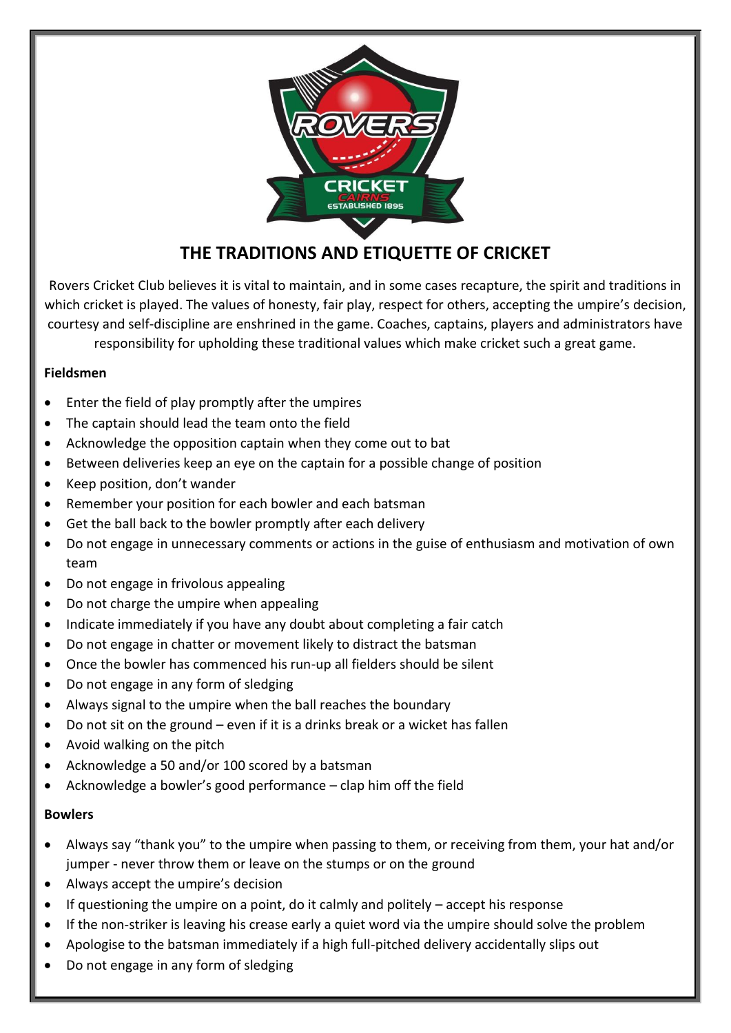# THE TRADITIONS AND ETIQUETTE OF CRICKET

Rovers Cricket Club believes it is vital to maintain, and in some cases recapture, the spirit and traditions in which cricket is played. The values of honesty, fair play, respect for others, accepting the umpire's decision, courtesy and self-discipline are enshrined in the game. Coaches, captains, players and administrators have responsibility for upholding these traditional values which make cricket such a great game.

**Fieldsmen**

- Enter the field of play promptly after the umpires
- The captain should lead the team onto the field
- Acknowledge the opposition captain when they come out to bat
- Between deliveries keep an eye on the captain for a possible change of position
- Keep position, don't wander
- Remember your position for each bowler and each batsman
- Get the ball back to the bowler promptly after each delivery
- Do not engage in unnecessary comments or actions in the guise of enthusiasm and motivation of own team
- Do not engage in frivolous appealing
- Do not charge the umpire when appealing
- Indicate immediately if you have any doubt about completing a fair catch
- Do not engage in chatter or movement likely to distract the batsman
- Once the bowler has commenced his run-up all fielders should be silent
- Do not engage in any form of sledging
- Always signal to the umpire when the ball reaches the boundary
- Do not sit on the ground – even if it is a drinks break or a wicket has fallen
- Avoid walking on the pitch
- Acknowledge a 50 and/or 100 scored by a batsman
- Acknowledge a bowler's good performance – clap him off the field

**Bowlers**

- Always say "thank you" to the umpire when passing to them, or receiving from them, your hat and/or jumper - never throw them or leave on the stumps or on the ground
- Always accept the umpire's decision
- If questioning the umpire on a point, do it calmly and politely – accept his response
- If the non-striker is leaving his crease early a quiet word via the umpire should solve the problem
- Apologise to the batsman immediately if a high full-pitched delivery accidentally slips out
- Do not engage in any form of sledging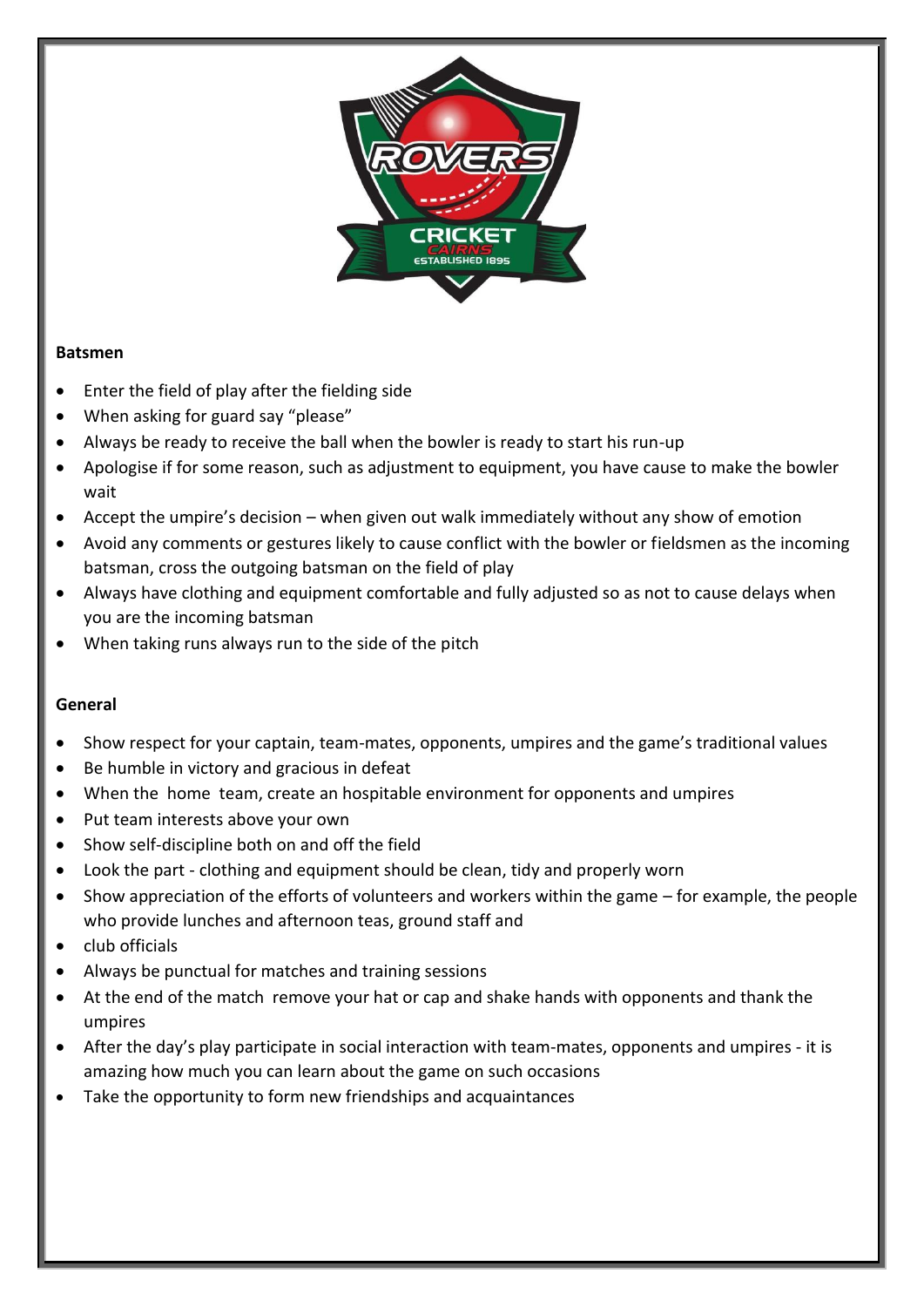**Batsmen**

- Enter the field of play after the fielding side
- When asking for guard say "please"
- Always be ready to receive the ball when the bowler is ready to start his run-up
- Apologise if for some reason, such as adjustment to equipment, you have cause to make the bowler wait
- Accept the umpire's decision – when given out walk immediately without any show of emotion
- Avoid any comments or gestures likely to cause conflict with the bowler or fieldsmen as the incoming batsman, cross the outgoing batsman on the field of play
- Always have clothing and equipment comfortable and fully adjusted so as not to cause delays when you are the incoming batsman
- When taking runs always run to the side of the pitch

**General**

- Show respect for your captain, team-mates, opponents, umpires and the game's traditional values
- Be humble in victory and gracious in defeat
- When the home team, create an hospitable environment for opponents and umpires
- Put team interests above your own
- Show self-discipline both on and off the field
- Look the part - clothing and equipment should be clean, tidy and properly worn
- Show appreciation of the efforts of volunteers and workers within the game – for example, the people who provide lunches and afternoon teas, ground staff and
- club officials
- Always be punctual for matches and training sessions
- At the end of the match remove your hat or cap and shake hands with opponents and thank the umpires
- After the day's play participate in social interaction with team-mates, opponents and umpires - it is amazing how much you can learn about the game on such occasions
- Take the opportunity to form new friendships and acquaintances